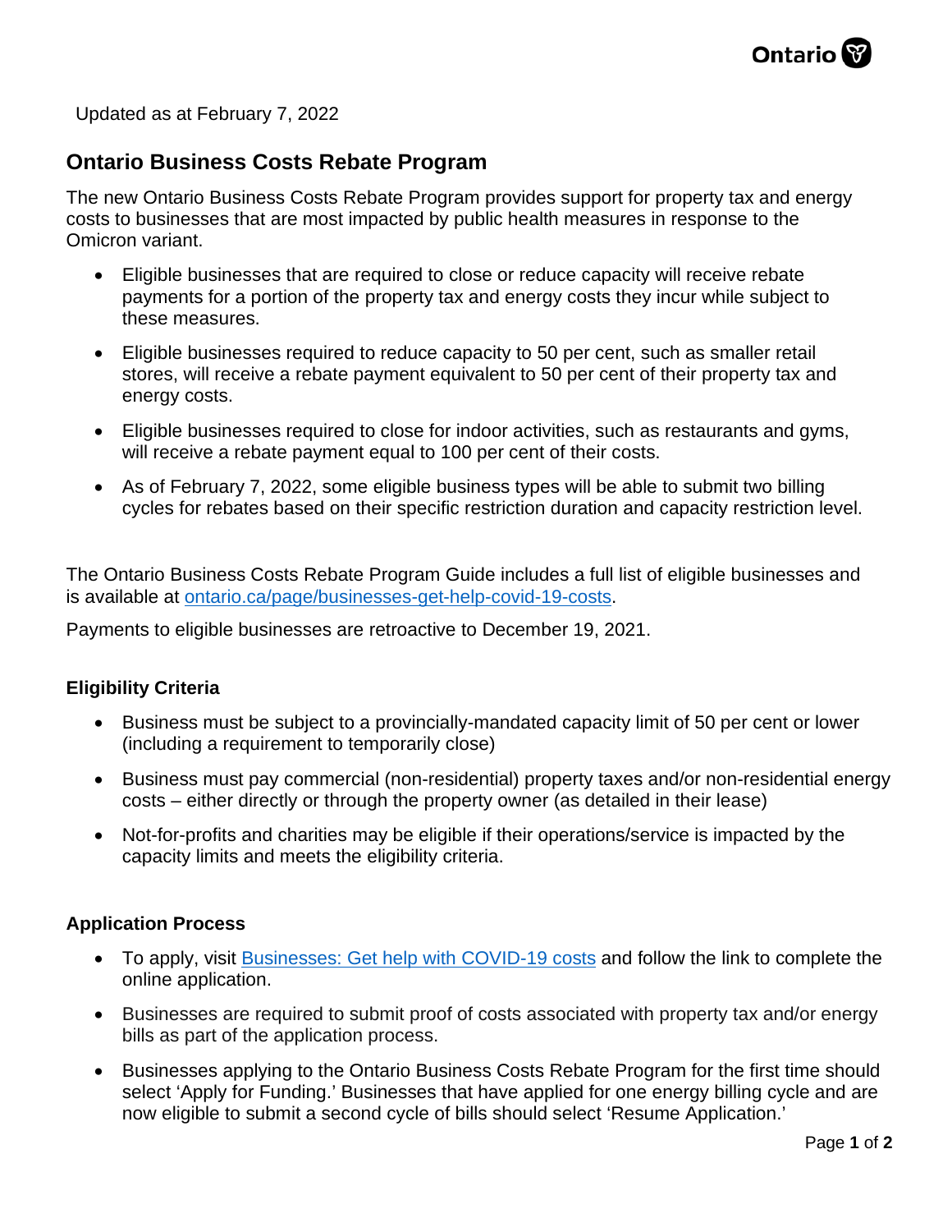Updated as at February 7, 2022

## Ontario Business Costs Rebate Program

The new Ontario Business Costs Rebate Program provides support for property tax and energy costs to businesses that are most impacted by public health measures in response to the Omicron variant.

- Eligible businesses that are required to close or reduce capacity will receive rebate payments for a portion of the property tax and energy costs they incur while subject to these measures.
- Eligible businesses required to reduce capacity to 50 per cent, such as smaller retail stores, will receive a rebate payment equivalent to 50 per cent of their property tax and energy costs.
- Eligible businesses required to close for indoor activities, such as restaurants and gyms, will receive a rebate payment equal to 100 per cent of their costs.
- As of February 7, 2022, some eligible business types will be able to submit two billing cycles for rebates based on their specific restriction duration and capacity restriction level.

The Ontario Business Costs Rebate Program Guide includes a full list of eligible businesses and is available at [ontario.ca/page/businesses-get-help-covid-19-costs](ontario.ca/page/businesses-get-help-covid-19-costs).

Payments to eligible businesses are retroactive to December 19, 2021.

### Eligibility Criteria

- Business must be subject to a provincially-mandated capacity limit of 50 per cent or lower (including a requirement to temporarily close)
- Business must pay commercial (non-residential) property taxes and/or non-residential energy costs – either directly or through the property owner (as detailed in their lease)
- Not-for-profits and charities may be eligible if their operations/service is impacted by the capacity limits and meets the eligibility criteria.

### Application Process

- To apply, visit [Businesses: Get help with COVID-19 costs]() and follow the link to complete the online application.
- Businesses are required to submit proof of costs associated with property tax and/or energy bills as part of the application process.
- Businesses applying to the Ontario Business Costs Rebate Program for the first time should select 'Apply for Funding.' Businesses that have applied for one energy billing cycle and are now eligible to submit a second cycle of bills should select 'Resume Application.'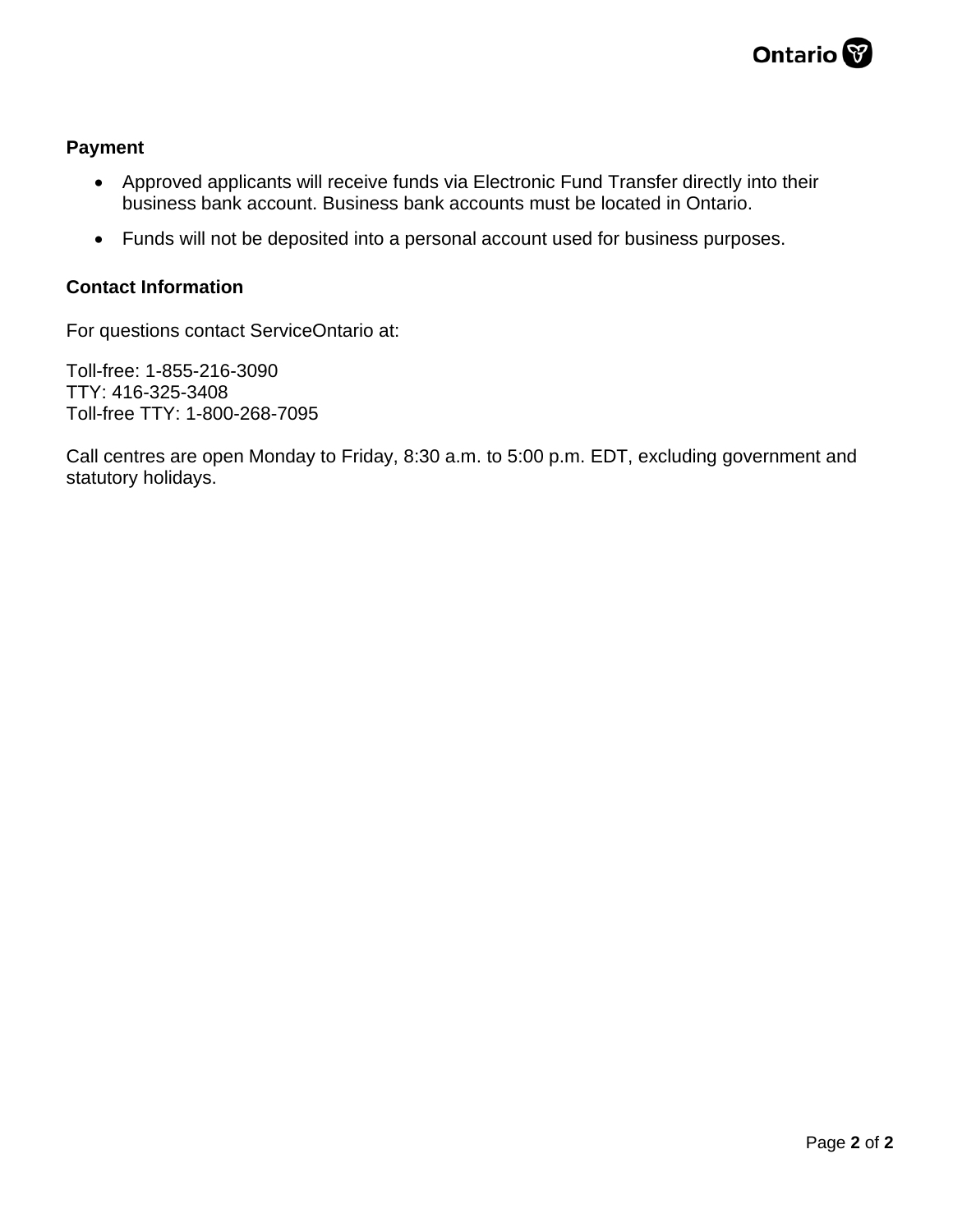**Payment**

- Approved applicants will receive funds via Electronic Fund Transfer directly into their business bank account. Business bank accounts must be located in Ontario.
- Funds will not be deposited into a personal account used for business purposes.

**Contact Information**

For questions contact ServiceOntario at:

Toll-free: 1-855-216-3090
TTY: 416-325-3408
Toll-free TTY: 1-800-268-7095

Call centres are open Monday to Friday, 8:30 a.m. to 5:00 p.m. EDT, excluding government and statutory holidays.